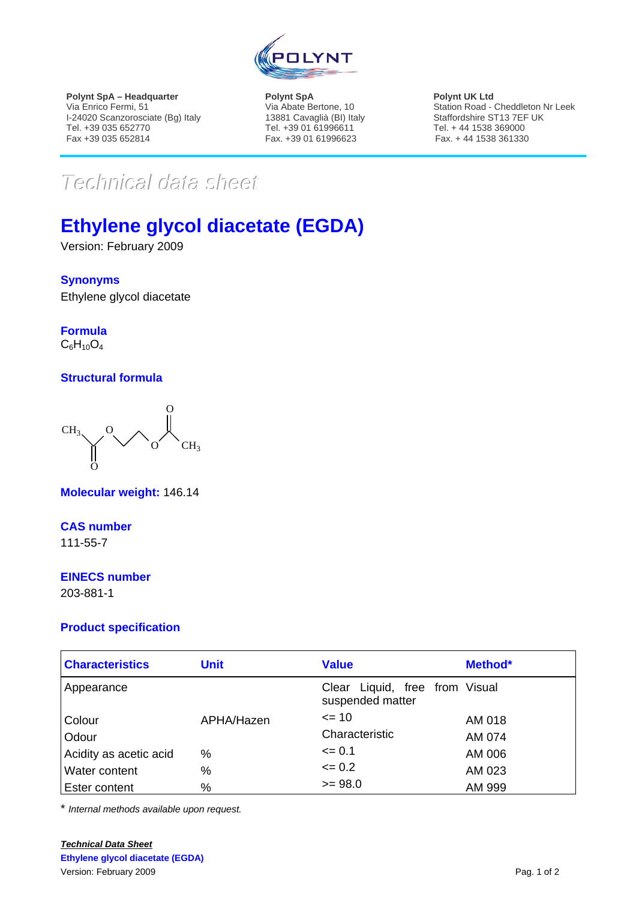**Polynt SpA – Headquarter**
Via Enrico Fermi, 51
I-24020 Scanzorosciate (Bg) Italy
Tel. +39 035 652770
Fax +39 035 652814

**Polynt SpA**
Via Abate Bertone, 10
13881 Cavaglià (BI) Italy
Tel. +39 01 61996611
Fax. +39 01 61996623

**Polynt UK Ltd**
Station Road - Cheddleton Nr Leek
Staffordshire ST13 7EF UK
Tel. + 44 1538 369000
Fax. + 44 1538 361330

*Technical data sheet*

# Ethylene glycol diacetate (EGDA)

Version: February 2009

## Synonyms

Ethylene glycol diacetate

## Formula

$C_6H_{10}O_4$

## Structural formula

$CH_3$–C(=O)–O–CH$_2$–CH$_2$–O–C(=O)–$CH_3$

**Molecular weight:** 146.14

## CAS number

111-55-7

## EINECS number

203-881-1

## Product specification

| Characteristics | Unit | Value | Method* |
|---|---|---|---|
| Appearance | | Clear Liquid, free from suspended matter | Visual |
| Colour | APHA/Hazen | <= 10 | AM 018 |
| Odour | | Characteristic | AM 074 |
| Acidity as acetic acid | % | <= 0.1 | AM 006 |
| Water content | % | <= 0.2 | AM 023 |
| Ester content | % | >= 98.0 | AM 999 |

\* *Internal methods available upon request.*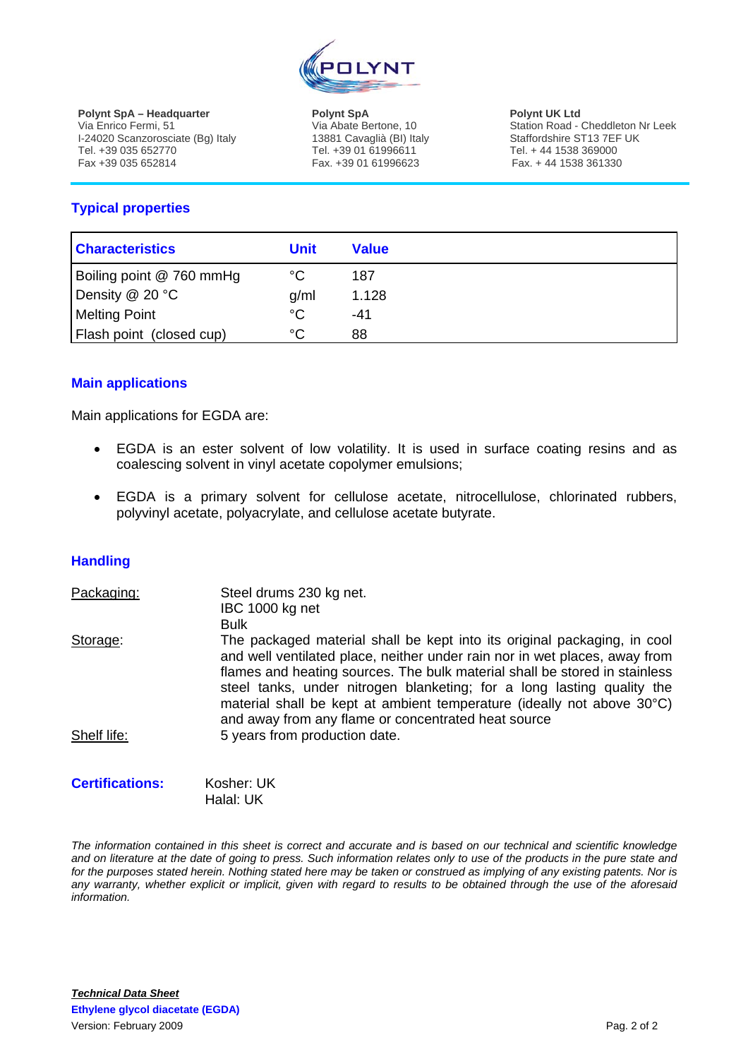**Polynt SpA – Headquarter**
Via Enrico Fermi, 51
I-24020 Scanzorosciate (Bg) Italy
Tel. +39 035 652770
Fax +39 035 652814

**Polynt SpA**
Via Abate Bertone, 10
13881 Cavaglià (BI) Italy
Tel. +39 01 61996611
Fax. +39 01 61996623

**Polynt UK Ltd**
Station Road - Cheddleton Nr Leek
Staffordshire ST13 7EF UK
Tel. + 44 1538 369000
Fax. + 44 1538 361330

## Typical properties

| Characteristics | Unit | Value |
|---|---|---|
| Boiling point @ 760 mmHg | °C | 187 |
| Density @ 20 °C | g/ml | 1.128 |
| Melting Point | °C | -41 |
| Flash point (closed cup) | °C | 88 |

## Main applications

Main applications for EGDA are:

- EGDA is an ester solvent of low volatility. It is used in surface coating resins and as coalescing solvent in vinyl acetate copolymer emulsions;
- EGDA is a primary solvent for cellulose acetate, nitrocellulose, chlorinated rubbers, polyvinyl acetate, polyacrylate, and cellulose acetate butyrate.

## Handling

Packaging: Steel drums 230 kg net.
IBC 1000 kg net
Bulk

Storage: The packaged material shall be kept into its original packaging, in cool and well ventilated place, neither under rain nor in wet places, away from flames and heating sources. The bulk material shall be stored in stainless steel tanks, under nitrogen blanketing; for a long lasting quality the material shall be kept at ambient temperature (ideally not above 30°C) and away from any flame or concentrated heat source

Shelf life: 5 years from production date.

**Certifications:** Kosher: UK
Halal: UK

*The information contained in this sheet is correct and accurate and is based on our technical and scientific knowledge and on literature at the date of going to press. Such information relates only to use of the products in the pure state and for the purposes stated herein. Nothing stated here may be taken or construed as implying of any existing patents. Nor is any warranty, whether explicit or implicit, given with regard to results to be obtained through the use of the aforesaid information.*